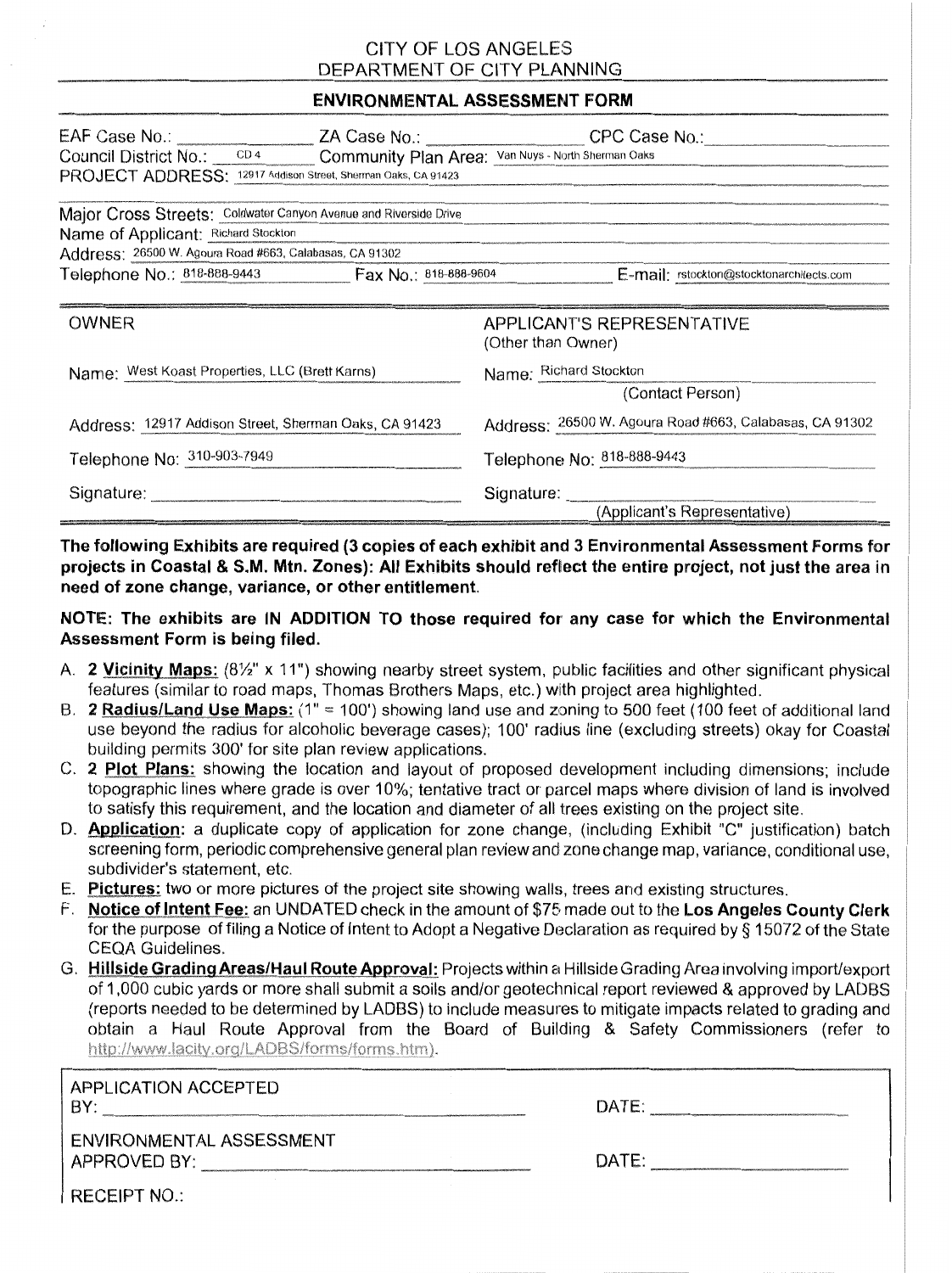# CITY OF LOS ANGELES
## DEPARTMENT OF CITY PLANNING

### ENVIRONMENTAL ASSESSMENT FORM

EAF Case No.: ______________ ZA Case No.: ______________ CPC Case No.: ______________

Council District No.: CD 4 Community Plan Area: Van Nuys - North Sherman Oaks

PROJECT ADDRESS: 12917 Addison Street, Sherman Oaks, CA 91423

Major Cross Streets: Coldwater Canyon Avenue and Riverside Drive

Name of Applicant: Richard Stockton

Address: 26500 W. Agoura Road #663, Calabasas, CA 91302

Telephone No.: 818-888-9443 Fax No.: 818-888-9604 E-mail: rstockton@stocktonarchitects.com

| OWNER | APPLICANT'S REPRESENTATIVE (Other than Owner) |
|---|---|
| Name: West Koast Properties, LLC (Brett Karns) | Name: Richard Stockton (Contact Person) |
| Address: 12917 Addison Street, Sherman Oaks, CA 91423 | Address: 26500 W. Agoura Road #663, Calabasas, CA 91302 |
| Telephone No: 310-903-7949 | Telephone No: 818-888-9443 |
| Signature: ______________ | Signature: ______________ (Applicant's Representative) |

**The following Exhibits are required (3 copies of each exhibit and 3 Environmental Assessment Forms for projects in Coastal & S.M. Mtn. Zones): All Exhibits should reflect the entire project, not just the area in need of zone change, variance, or other entitlement.**

**NOTE: The exhibits are IN ADDITION TO those required for any case for which the Environmental Assessment Form is being filed.**

A. **2 Vicinity Maps:** (8½" x 11") showing nearby street system, public facilities and other significant physical features (similar to road maps, Thomas Brothers Maps, etc.) with project area highlighted.

B. **2 Radius/Land Use Maps:** (1" = 100') showing land use and zoning to 500 feet (100 feet of additional land use beyond the radius for alcoholic beverage cases); 100' radius line (excluding streets) okay for Coastal building permits 300' for site plan review applications.

C. **2 Plot Plans:** showing the location and layout of proposed development including dimensions; include topographic lines where grade is over 10%; tentative tract or parcel maps where division of land is involved to satisfy this requirement, and the location and diameter of all trees existing on the project site.

D. **Application:** a duplicate copy of application for zone change, (including Exhibit "C" justification) batch screening form, periodic comprehensive general plan review and zone change map, variance, conditional use, subdivider's statement, etc.

E. **Pictures:** two or more pictures of the project site showing walls, trees and existing structures.

F. **Notice of Intent Fee:** an UNDATED check in the amount of $75 made out to the **Los Angeles County Clerk** for the purpose of filing a Notice of Intent to Adopt a Negative Declaration as required by § 15072 of the State CEQA Guidelines.

G. **Hillside Grading Areas/Haul Route Approval:** Projects within a Hillside Grading Area involving import/export of 1,000 cubic yards or more shall submit a soils and/or geotechnical report reviewed & approved by LADBS (reports needed to be determined by LADBS) to include measures to mitigate impacts related to grading and obtain a Haul Route Approval from the Board of Building & Safety Commissioners (refer to http://www.lacity.org/LADBS/forms/forms.htm).

APPLICATION ACCEPTED BY: ______________ DATE: ______________

ENVIRONMENTAL ASSESSMENT APPROVED BY: ______________ DATE: ______________

RECEIPT NO.: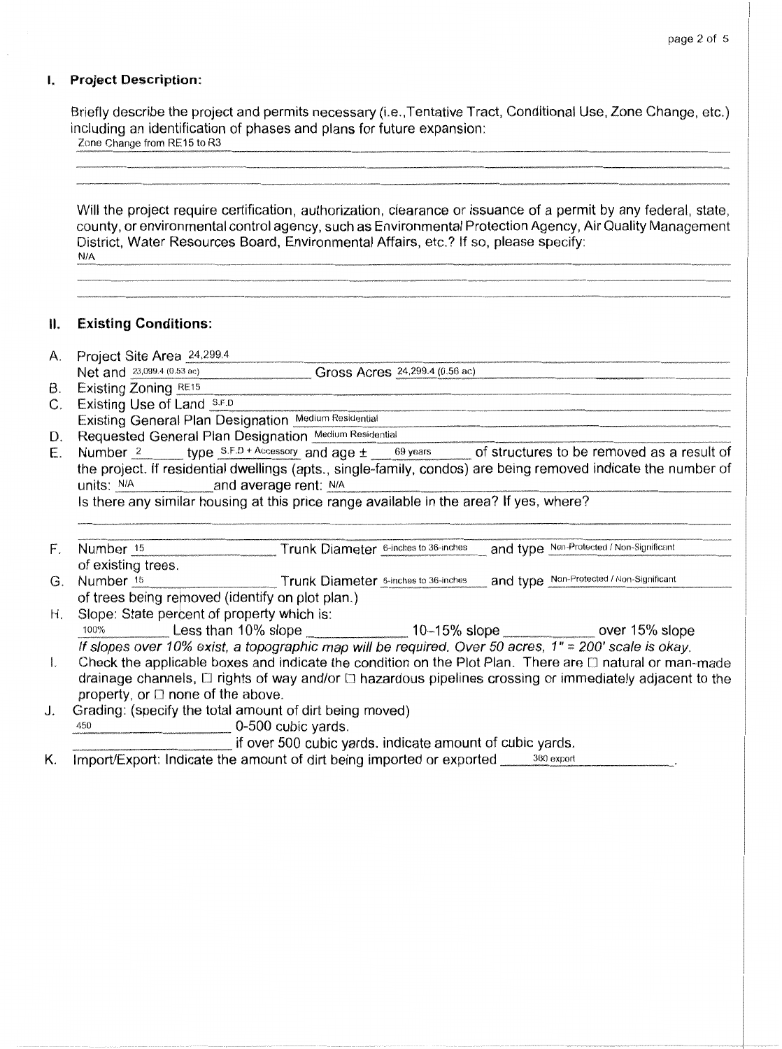## I. Project Description:

Briefly describe the project and permits necessary (i.e.,Tentative Tract, Conditional Use, Zone Change, etc.) including an identification of phases and plans for future expansion:
Zone Change from RE15 to R3

Will the project require certification, authorization, clearance or issuance of a permit by any federal, state, county, or environmental control agency, such as Environmental Protection Agency, Air Quality Management District, Water Resources Board, Environmental Affairs, etc.? If so, please specify:
N/A

## II. Existing Conditions:

A. Project Site Area 24,299.4
   Net and 23,099.4 (0.53 ac) Gross Acres 24,299.4 (0.56 ac)

B. Existing Zoning RE15

C. Existing Use of Land S.F.D
   Existing General Plan Designation Medium Residential

D. Requested General Plan Designation Medium Residential

E. Number 2 type S.F.D + Accessory and age ± 69 years of structures to be removed as a result of the project. If residential dwellings (apts., single-family, condos) are being removed indicate the number of units: N/A and average rent: N/A
   Is there any similar housing at this price range available in the area? If yes, where?

F. Number 15 Trunk Diameter 6-inches to 36-inches and type Non-Protected / Non-Significant of existing trees.

G. Number 15 Trunk Diameter 6-inches to 36-inches and type Non-Protected / Non-Significant of trees being removed (identify on plot plan.)

H. Slope: State percent of property which is:
   100% Less than 10% slope ______ 10-15% slope ______ over 15% slope
   *If slopes over 10% exist, a topographic map will be required. Over 50 acres, 1" = 200' scale is okay.*

I. Check the applicable boxes and indicate the condition on the Plot Plan. There are ☐ natural or man-made drainage channels, ☐ rights of way and/or ☐ hazardous pipelines crossing or immediately adjacent to the property, or ☐ none of the above.

J. Grading: (specify the total amount of dirt being moved)
   450 0-500 cubic yards.
   ______ if over 500 cubic yards. indicate amount of cubic yards.

K. Import/Export: Indicate the amount of dirt being imported or exported 360 export.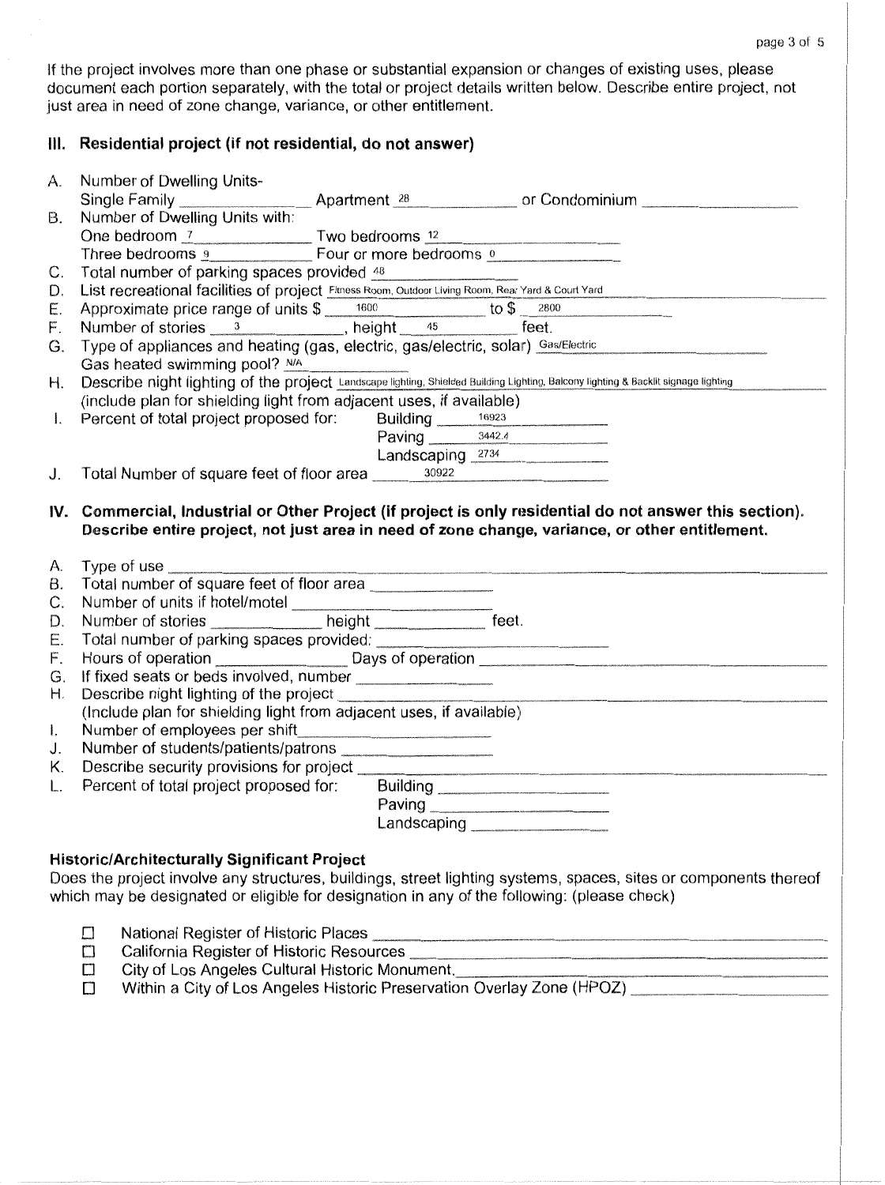If the project involves more than one phase or substantial expansion or changes of existing uses, please document each portion separately, with the total or project details written below. Describe entire project, not just area in need of zone change, variance, or other entitlement.

## III. Residential project (if not residential, do not answer)

A. Number of Dwelling Units-
Single Family ______ Apartment 28 ______ or Condominium ______

B. Number of Dwelling Units with:
One bedroom 7 ______ Two bedrooms 12 ______
Three bedrooms 9 ______ Four or more bedrooms 0 ______

C. Total number of parking spaces provided 48

D. List recreational facilities of project Fitness Room, Outdoor Living Room, Rear Yard & Court Yard

E. Approximate price range of units $ 1600 to $ 2800

F. Number of stories 3, height 45 feet.

G. Type of appliances and heating (gas, electric, gas/electric, solar) Gas/Electric
Gas heated swimming pool? N/A

H. Describe night lighting of the project Landscape lighting, Shielded Building Lighting, Balcony lighting & Backlit signage lighting
(include plan for shielding light from adjacent uses, if available)

I. Percent of total project proposed for:
Building 16923
Paving 3442.4
Landscaping 2734

J. Total Number of square feet of floor area 30922

## IV. Commercial, Industrial or Other Project (if project is only residential do not answer this section). Describe entire project, not just area in need of zone change, variance, or other entitlement.

A. Type of use ______

B. Total number of square feet of floor area ______

C. Number of units if hotel/motel ______

D. Number of stories ______ height ______ feet.

E. Total number of parking spaces provided: ______

F. Hours of operation ______ Days of operation ______

G. If fixed seats or beds involved, number ______

H. Describe night lighting of the project ______
(Include plan for shielding light from adjacent uses, if available)

I. Number of employees per shift ______

J. Number of students/patients/patrons ______

K. Describe security provisions for project ______

L. Percent of total project proposed for:
Building ______
Paving ______
Landscaping ______

### Historic/Architecturally Significant Project

Does the project involve any structures, buildings, street lighting systems, spaces, sites or components thereof which may be designated or eligible for designation in any of the following: (please check)

- ☐ National Register of Historic Places ______
- ☐ California Register of Historic Resources ______
- ☐ City of Los Angeles Cultural Historic Monument. ______
- ☐ Within a City of Los Angeles Historic Preservation Overlay Zone (HPOZ) ______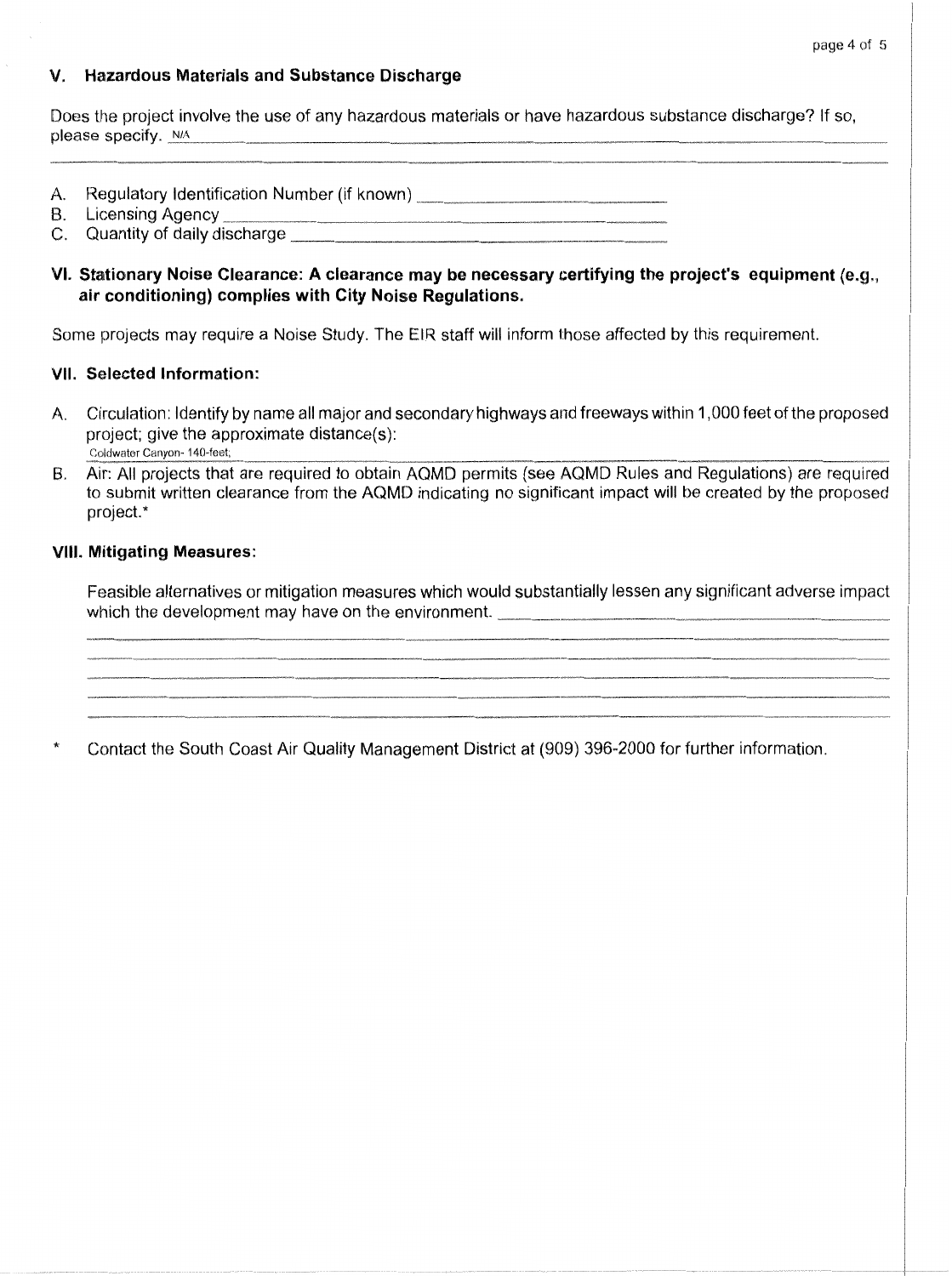## V. Hazardous Materials and Substance Discharge

Does the project involve the use of any hazardous materials or have hazardous substance discharge? If so, please specify. N/A

A. Regulatory Identification Number (if known) \_\_\_\_\_\_\_\_\_\_
B. Licensing Agency \_\_\_\_\_\_\_\_\_\_
C. Quantity of daily discharge \_\_\_\_\_\_\_\_\_\_

## VI. Stationary Noise Clearance: A clearance may be necessary certifying the project's equipment (e.g., air conditioning) complies with City Noise Regulations.

Some projects may require a Noise Study. The EIR staff will inform those affected by this requirement.

## VII. Selected Information:

A. Circulation: Identify by name all major and secondary highways and freeways within 1,000 feet of the proposed project; give the approximate distance(s):
Coldwater Canyon- 140-feet;

B. Air: All projects that are required to obtain AQMD permits (see AQMD Rules and Regulations) are required to submit written clearance from the AQMD indicating no significant impact will be created by the proposed project.*

## VIII. Mitigating Measures:

Feasible alternatives or mitigation measures which would substantially lessen any significant adverse impact which the development may have on the environment. \_\_\_\_\_\_\_\_\_\_

\* Contact the South Coast Air Quality Management District at (909) 396-2000 for further information.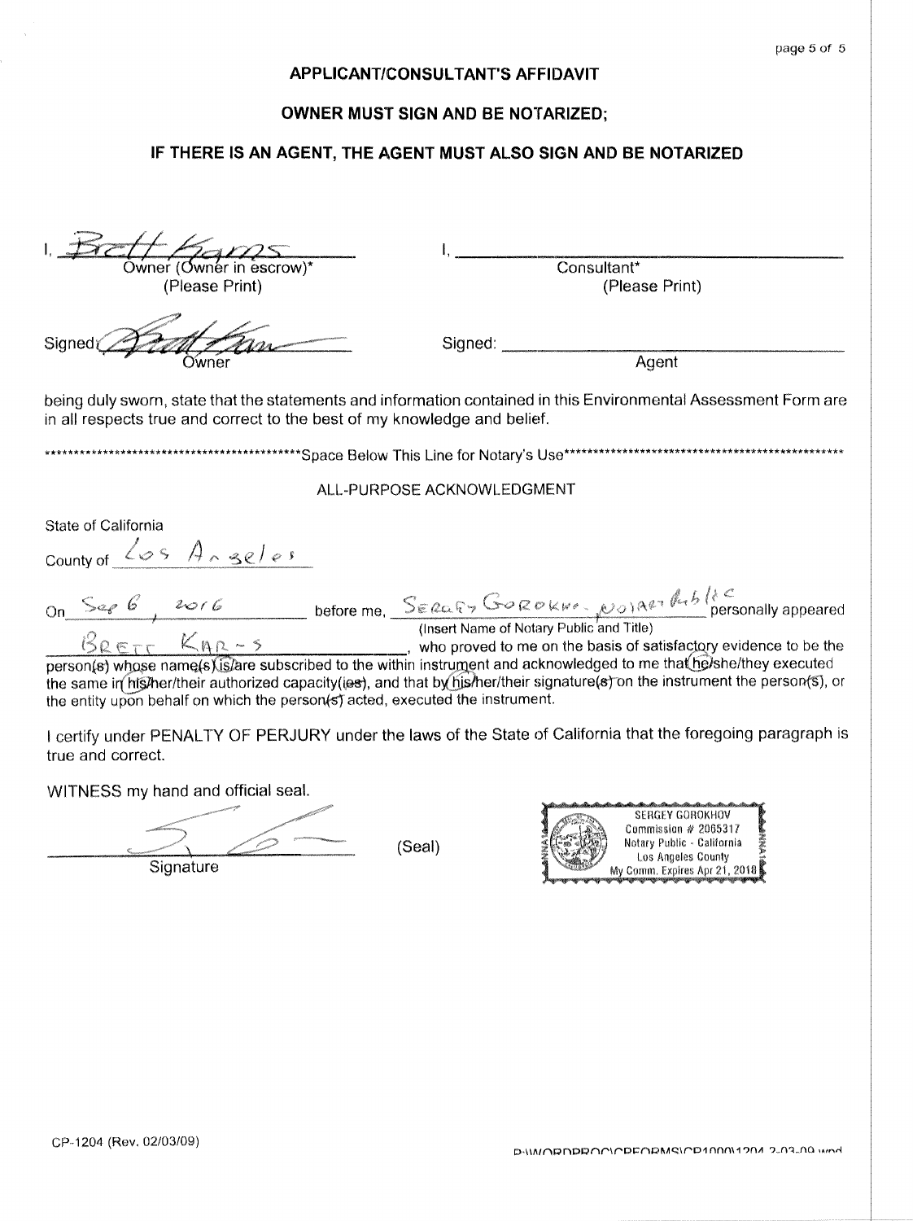## APPLICANT/CONSULTANT'S AFFIDAVIT

### OWNER MUST SIGN AND BE NOTARIZED;

### IF THERE IS AN AGENT, THE AGENT MUST ALSO SIGN AND BE NOTARIZED

I, Brett Karns
Owner (Owner in escrow)*
(Please Print)

Signed: [signature]
Owner

I, ______________________
Consultant*
(Please Print)

Signed: ______________________
Agent

being duly sworn, state that the statements and information contained in this Environmental Assessment Form are in all respects true and correct to the best of my knowledge and belief.

*********************************************Space Below This Line for Notary's Use*********************************************

ALL-PURPOSE ACKNOWLEDGMENT

State of California

County of Los Angeles

On Sep 6, 2016 before me, Sergey Gorokhov, Notary Public personally appeared
(Insert Name of Notary Public and Title)

Brett Karns, who proved to me on the basis of satisfactory evidence to be the person(s) whose name(s) is/are subscribed to the within instrument and acknowledged to me that he/she/they executed the same in his/her/their authorized capacity(ies), and that by his/her/their signature(s) on the instrument the person(s), or the entity upon behalf on which the person(s) acted, executed the instrument.

I certify under PENALTY OF PERJURY under the laws of the State of California that the foregoing paragraph is true and correct.

WITNESS my hand and official seal.

[signature]
Signature

(Seal)

SERGEY GOROKHOV
Commission # 2065317
Notary Public - California
Los Angeles County
My Comm. Expires Apr 21, 2018

CP-1204 (Rev. 02/03/09)

P:\WORDPROC\CPFORMS\CP1000\1204 2-03-09.wpd